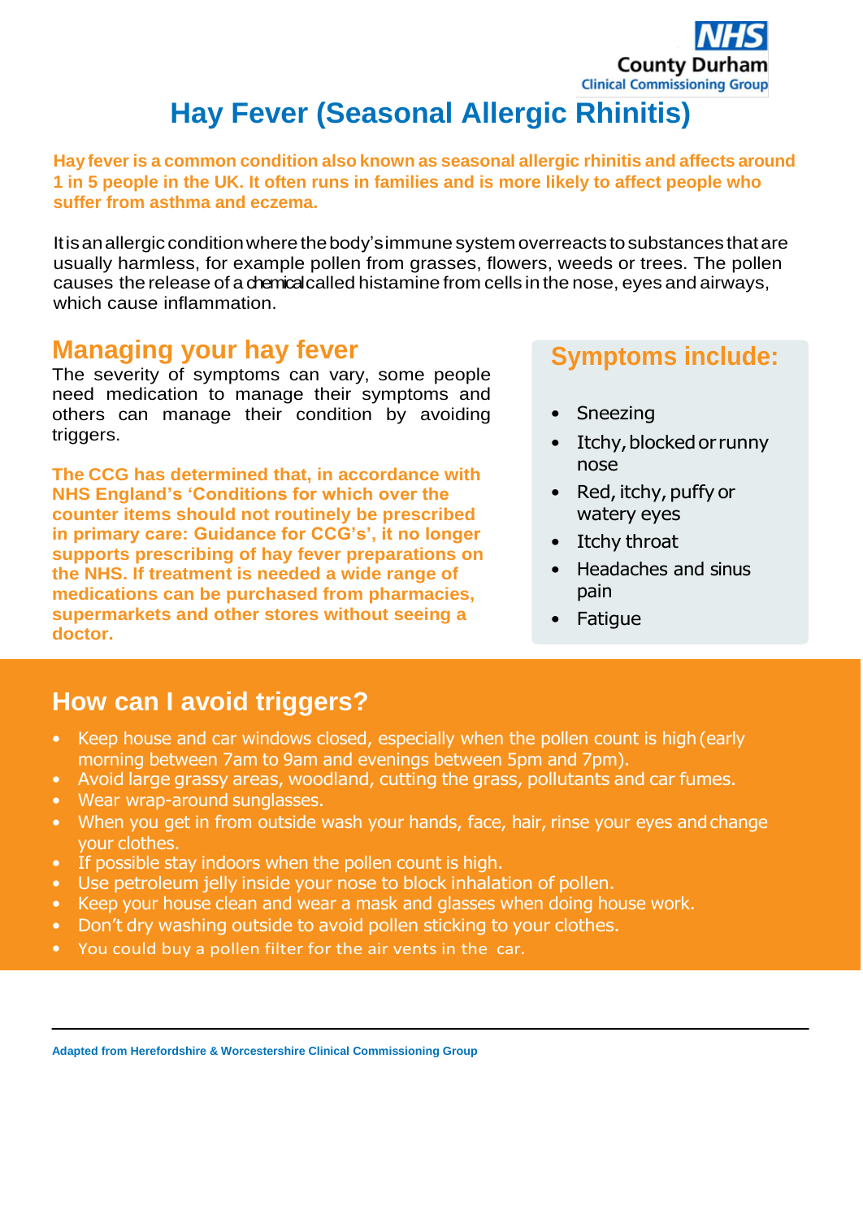NHS County Durham Clinical Commissioning Group

# Hay Fever (Seasonal Allergic Rhinitis)

**Hay fever is a common condition also known as seasonal allergic rhinitis and affects around 1 in 5 people in the UK. It often runs in families and is more likely to affect people who suffer from asthma and eczema.**

It is an allergic condition where the body's immune system overreacts to substances that are usually harmless, for example pollen from grasses, flowers, weeds or trees. The pollen causes the release of a chemical called histamine from cells in the nose, eyes and airways, which cause inflammation.

## Managing your hay fever

The severity of symptoms can vary, some people need medication to manage their symptoms and others can manage their condition by avoiding triggers.

**The CCG has determined that, in accordance with NHS England's 'Conditions for which over the counter items should not routinely be prescribed in primary care: Guidance for CCG's', it no longer supports prescribing of hay fever preparations on the NHS. If treatment is needed a wide range of medications can be purchased from pharmacies, supermarkets and other stores without seeing a doctor.**

## Symptoms include:

- Sneezing
- Itchy, blocked or runny nose
- Red, itchy, puffy or watery eyes
- Itchy throat
- Headaches and sinus pain
- Fatigue

## How can I avoid triggers?

- Keep house and car windows closed, especially when the pollen count is high (early morning between 7am to 9am and evenings between 5pm and 7pm).
- Avoid large grassy areas, woodland, cutting the grass, pollutants and car fumes.
- Wear wrap-around sunglasses.
- When you get in from outside wash your hands, face, hair, rinse your eyes and change your clothes.
- If possible stay indoors when the pollen count is high.
- Use petroleum jelly inside your nose to block inhalation of pollen.
- Keep your house clean and wear a mask and glasses when doing house work.
- Don't dry washing outside to avoid pollen sticking to your clothes.
- You could buy a pollen filter for the air vents in the car.

**Adapted from Herefordshire & Worcestershire Clinical Commissioning Group**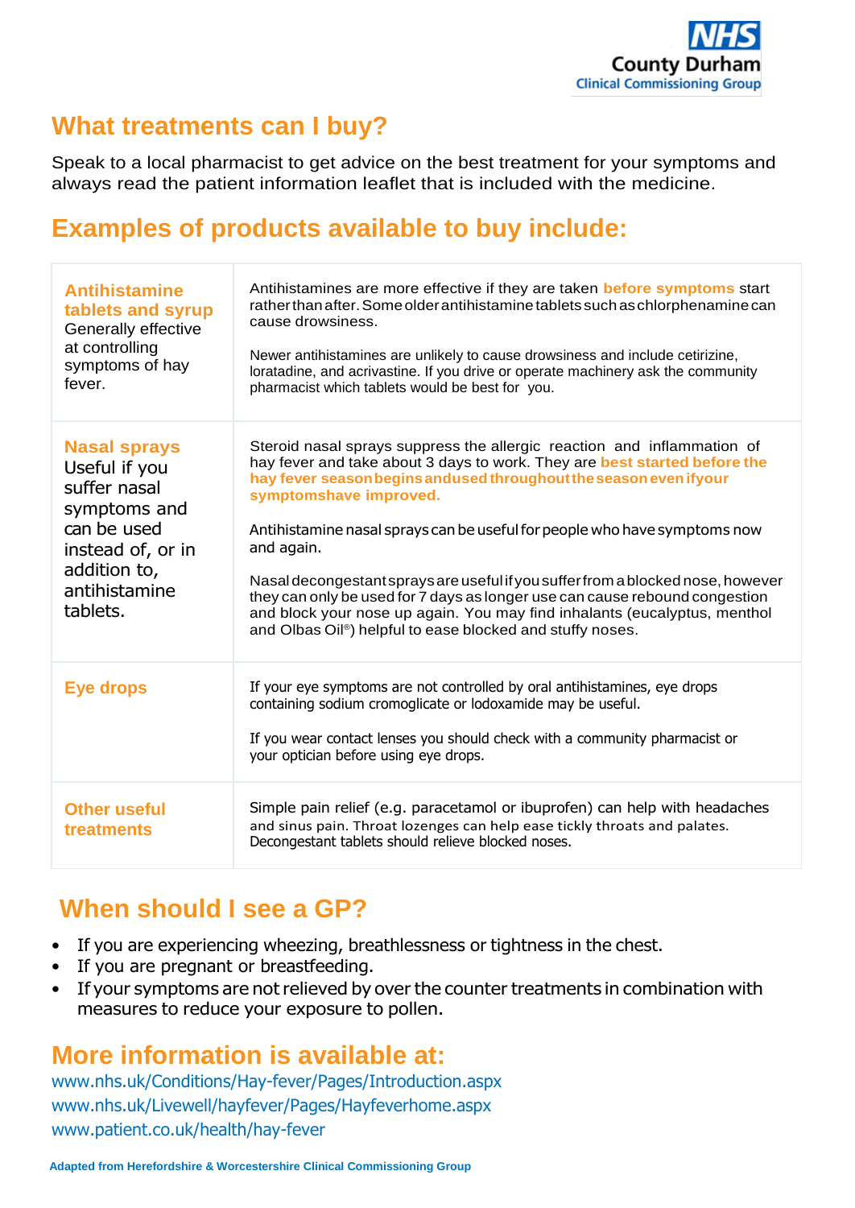NHS County Durham Clinical Commissioning Group

## What treatments can I buy?

Speak to a local pharmacist to get advice on the best treatment for your symptoms and always read the patient information leaflet that is included with the medicine.

## Examples of products available to buy include:

| | |
|---|---|
| **Antihistamine tablets and syrup** Generally effective at controlling symptoms of hay fever. | Antihistamines are more effective if they are taken **before symptoms** start rather than after. Some older antihistamine tablets such as chlorphenamine can cause drowsiness.<br><br>Newer antihistamines are unlikely to cause drowsiness and include cetirizine, loratadine, and acrivastine. If you drive or operate machinery ask the community pharmacist which tablets would be best for you. |
| **Nasal sprays** Useful if you suffer nasal symptoms and can be used instead of, or in addition to, antihistamine tablets. | Steroid nasal sprays suppress the allergic reaction and inflammation of hay fever and take about 3 days to work. They are **best started before the hay fever season begins and used throughout the season even if your symptoms have improved.**<br><br>Antihistamine nasal sprays can be useful for people who have symptoms now and again.<br><br>Nasal decongestant sprays are useful if you suffer from a blocked nose, however they can only be used for 7 days as longer use can cause rebound congestion and block your nose up again. You may find inhalants (eucalyptus, menthol and Olbas Oil®) helpful to ease blocked and stuffy noses. |
| **Eye drops** | If your eye symptoms are not controlled by oral antihistamines, eye drops containing sodium cromoglicate or lodoxamide may be useful.<br><br>If you wear contact lenses you should check with a community pharmacist or your optician before using eye drops. |
| **Other useful treatments** | Simple pain relief (e.g. paracetamol or ibuprofen) can help with headaches and sinus pain. Throat lozenges can help ease tickly throats and palates. Decongestant tablets should relieve blocked noses. |

## When should I see a GP?

- If you are experiencing wheezing, breathlessness or tightness in the chest.
- If you are pregnant or breastfeeding.
- If your symptoms are not relieved by over the counter treatments in combination with measures to reduce your exposure to pollen.

## More information is available at:

www.nhs.uk/Conditions/Hay-fever/Pages/Introduction.aspx
www.nhs.uk/Livewell/hayfever/Pages/Hayfeverhome.aspx
www.patient.co.uk/health/hay-fever

**Adapted from Herefordshire & Worcestershire Clinical Commissioning Group**